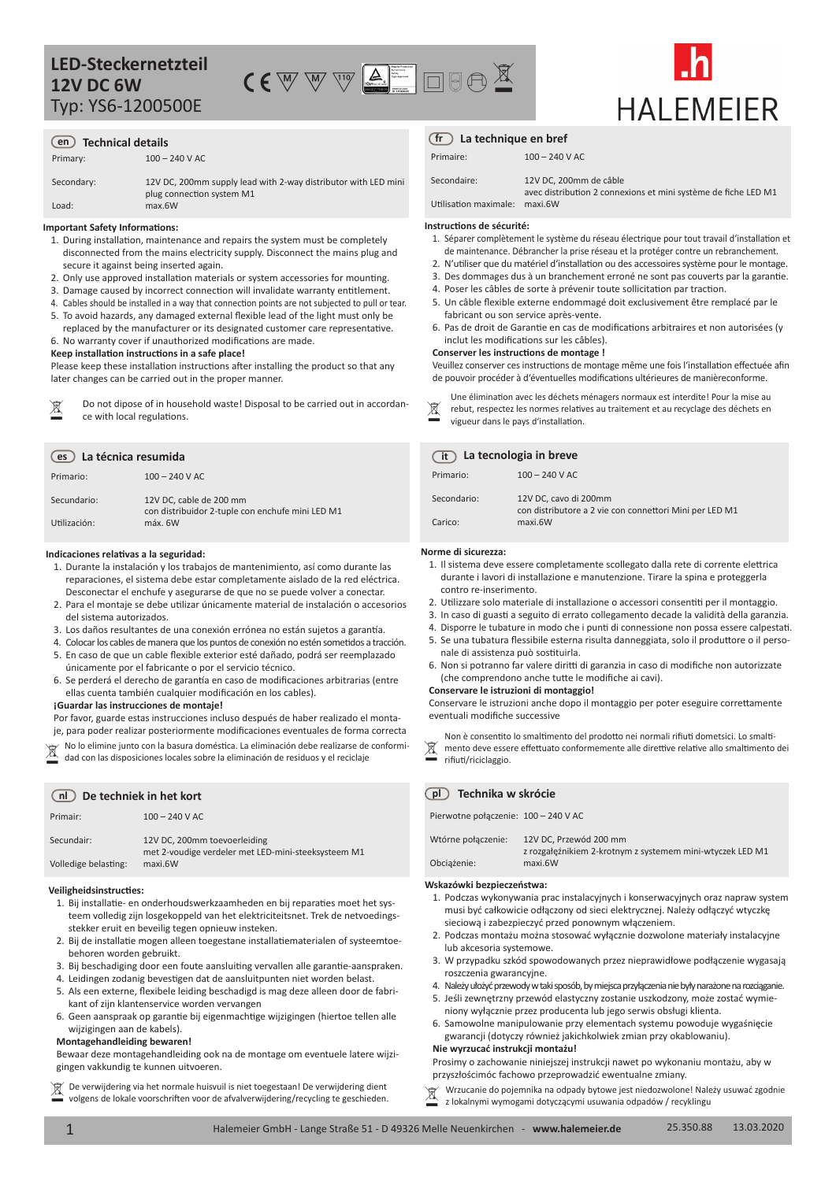# LED-Steckernetzteil 12V DC 6W

Typ: YS6-1200500E

HALEMEIER

## en Technical details

| | |
|---|---|
| Primary: | 100 – 240 V AC |
| Secondary: | 12V DC, 200mm supply lead with 2-way distributor with LED mini plug connection system M1 |
| Load: | max.6W |

**Important Safety Informations:**

1. During installation, maintenance and repairs the system must be completely disconnected from the mains electricity supply. Disconnect the mains plug and secure it against being inserted again.
2. Only use approved installation materials or system accessories for mounting.
3. Damage caused by incorrect connection will invalidate warranty entitlement.
4. Cables should be installed in a way that connection points are not subjected to pull or tear.
5. To avoid hazards, any damaged external flexible lead of the light must only be replaced by the manufacturer or its designated customer care representative.
6. No warranty cover if unauthorized modifications are made.

**Keep installation instructions in a safe place!**

Please keep these installation instructions after installing the product so that any later changes can be carried out in the proper manner.

Do not dipose of in household waste! Disposal to be carried out in accordance with local regulations.

## fr La technique en bref

| | |
|---|---|
| Primaire: | 100 – 240 V AC |
| Secondaire: | 12V DC, 200mm de câble avec distribution 2 connexions et mini système de fiche LED M1 |
| Utilisation maximale: | maxi.6W |

**Instructions de sécurité:**

1. Séparer complètement le système du réseau électrique pour tout travail d'installation et de maintenance. Débrancher la prise réseau et la protéger contre un rebranchement.
2. N'utiliser que du matériel d'installation ou des accessoires système pour le montage.
3. Des dommages dus à un branchement erroné ne sont pas couverts par la garantie.
4. Poser les câbles de sorte à prévenir toute sollicitation par traction.
5. Un câble flexible externe endommagé doit exclusivement être remplacé par le fabricant ou son service après-vente.
6. Pas de droit de Garantie en cas de modifications arbitraires et non autorisées (y inclut les modifications sur les câbles).

**Conserver les instructions de montage !**

Veuillez conserver ces instructions de montage même une fois l'installation effectuée afin de pouvoir procéder à d'éventuelles modifications ultérieures de manièreconforme.

Une élimination avec les déchets ménagers normaux est interdite! Pour la mise au rebut, respectez les normes relatives au traitement et au recyclage des déchets en vigueur dans le pays d'installation.

## es La técnica resumida

| | |
|---|---|
| Primario: | 100 – 240 V AC |
| Secundario: | 12V DC, cable de 200 mm con distribuidor 2-tuple con enchufe mini LED M1 |
| Utilización: | máx. 6W |

**Indicaciones relativas a la seguridad:**

1. Durante la instalación y los trabajos de mantenimiento, así como durante las reparaciones, el sistema debe estar completamente aislado de la red eléctrica. Desconectar el enchufe y asegurarse de que no se puede volver a conectar.
2. Para el montaje se debe utilizar únicamente material de instalación o accesorios del sistema autorizados.
3. Los daños resultantes de una conexión errónea no están sujetos a garantía.
4. Colocar los cables de manera que los puntos de conexión no estén sometidos a tracción.
5. En caso de que un cable flexible exterior esté dañado, podrá ser reemplazado únicamente por el fabricante o por el servicio técnico.
6. Se perderá el derecho de garantía en caso de modificaciones arbitrarias (entre ellas cuenta también cualquier modificación en los cables).

**¡Guardar las instrucciones de montaje!**

Por favor, guarde estas instrucciones incluso después de haber realizado el montaje, para poder realizar posteriormente modificaciones eventuales de forma correcta

No lo elimine junto con la basura doméstica. La eliminación debe realizarse de conformidad con las disposiciones locales sobre la eliminación de residuos y el reciclaje

## it La tecnologia in breve

| | |
|---|---|
| Primario: | 100 – 240 V AC |
| Secondario: | 12V DC, cavo di 200mm con distributore a 2 vie con connettori Mini per LED M1 |
| Carico: | maxi.6W |

**Norme di sicurezza:**

1. Il sistema deve essere completamente scollegato dalla rete di corrente elettrica durante i lavori di installazione e manutenzione. Tirare la spina e proteggerla contro re-inserimento.
2. Utilizzare solo materiale di installazione o accessori consentiti per il montaggio.
3. In caso di guasti a seguito di errato collegamento decade la validità della garanzia.
4. Disporre le tubature in modo che i punti di connessione non possa essere calpestati.
5. Se una tubatura flessibile esterna risulta danneggiata, solo il produttore o il personale di assistenza può sostituirla.
6. Non si potranno far valere diritti di garanzia in caso di modifiche non autorizzate (che comprendono anche tutte le modifiche ai cavi).

**Conservare le istruzioni di montaggio!**

Conservare le istruzioni anche dopo il montaggio per poter eseguire correttamente eventuali modifiche successive

Non è consentito lo smaltimento del prodotto nei normali rifiuti dometsici. Lo smaltimento deve essere effettuato conformemente alle direttive relative allo smaltimento dei rifiuti/riciclaggio.

## nl De techniek in het kort

| | |
|---|---|
| Primair: | 100 – 240 V AC |
| Secundair: | 12V DC, 200mm toevoerleiding met 2-voudige verdeler met LED-mini-steeksysteem M1 |
| Volledige belasting: | maxi.6W |

**Veiligheidsinstructies:**

1. Bij installatie- en onderhoudswerkzaamheden en bij reparaties moet het systeem volledig zijn losgekoppeld van het elektriciteitsnet. Trek de netvoedingsstekker eruit en beveilig tegen opnieuw insteken.
2. Bij de installatie mogen alleen toegestane installatiematerialen of systeemtoebehoren worden gebruikt.
3. Bij beschadiging door een foute aansluiting vervallen alle garantie-aanspraken.
4. Leidingen zodanig bevestigen dat de aansluitpunten niet worden belast.
5. Als een externe, flexibele leiding beschadigd is mag deze alleen door de fabrikant of zijn klantenservice worden vervangen
6. Geen aanspraak op garantie bij eigenmachtige wijzigingen (hiertoe tellen alle wijzigingen aan de kabels).

**Montagehandleiding bewaren!**

Bewaar deze montagehandleiding ook na de montage om eventuele latere wijzigingen vakkundig te kunnen uitvoeren.

De verwijdering via het normale huisvuil is niet toegestaan! De verwijdering dient volgens de lokale voorschriften voor de afvalverwijdering/recycling te geschieden.

## pl Technika w skrócie

| | |
|---|---|
| Pierwotne połączenie: | 100 – 240 V AC |
| Wtórne połączenie: | 12V DC, Przewód 200 mm z rozgałęźnikiem 2-krotnym z systemem mini-wtyczek LED M1 |
| Obciążenie: | maxi.6W |

**Wskazówki bezpieczeństwa:**

1. Podczas wykonywania prac instalacyjnych i konserwacyjnych oraz napraw system musi być całkowicie odłączony od sieci elektrycznej. Należy odłączyć wtyczkę sieciową i zabezpieczyć przed ponownym włączeniem.
2. Podczas montażu można stosować wyłącznie dozwolone materiały instalacyjne lub akcesoria systemowe.
3. W przypadku szkód spowodowanych przez nieprawidłowe podłączenie wygasają roszczenia gwarancyjne.
4. Należy ułożyć przewody w taki sposób, by miejsca przyłączenia nie były narażone na rozciąganie.
5. Jeśli zewnętrzny przewód elastyczny zostanie uszkodzony, może zostać wymieniony wyłącznie przez producenta lub jego serwis obsługi klienta.
6. Samowolne manipulowanie przy elementach systemu powoduje wygaśnięcie gwarancji (dotyczy również jakichkolwiek zmian przy okablowaniu).

**Nie wyrzucać instrukcji montażu!**

Prosimy o zachowanie niniejszej instrukcji nawet po wykonaniu montażu, aby w przyszłościmóc fachowo przeprowadzić ewentualne zmiany.

Wrzucanie do pojemnika na odpady bytowe jest niedozwolone! Należy usuwać zgodnie z lokalnymi wymogami dotyczącymi usuwania odpadów / recyklingu

Halemeier GmbH - Lange Straße 51 - D 49326 Melle Neuenkirchen - **www.halemeier.de** 25.350.88 13.03.2020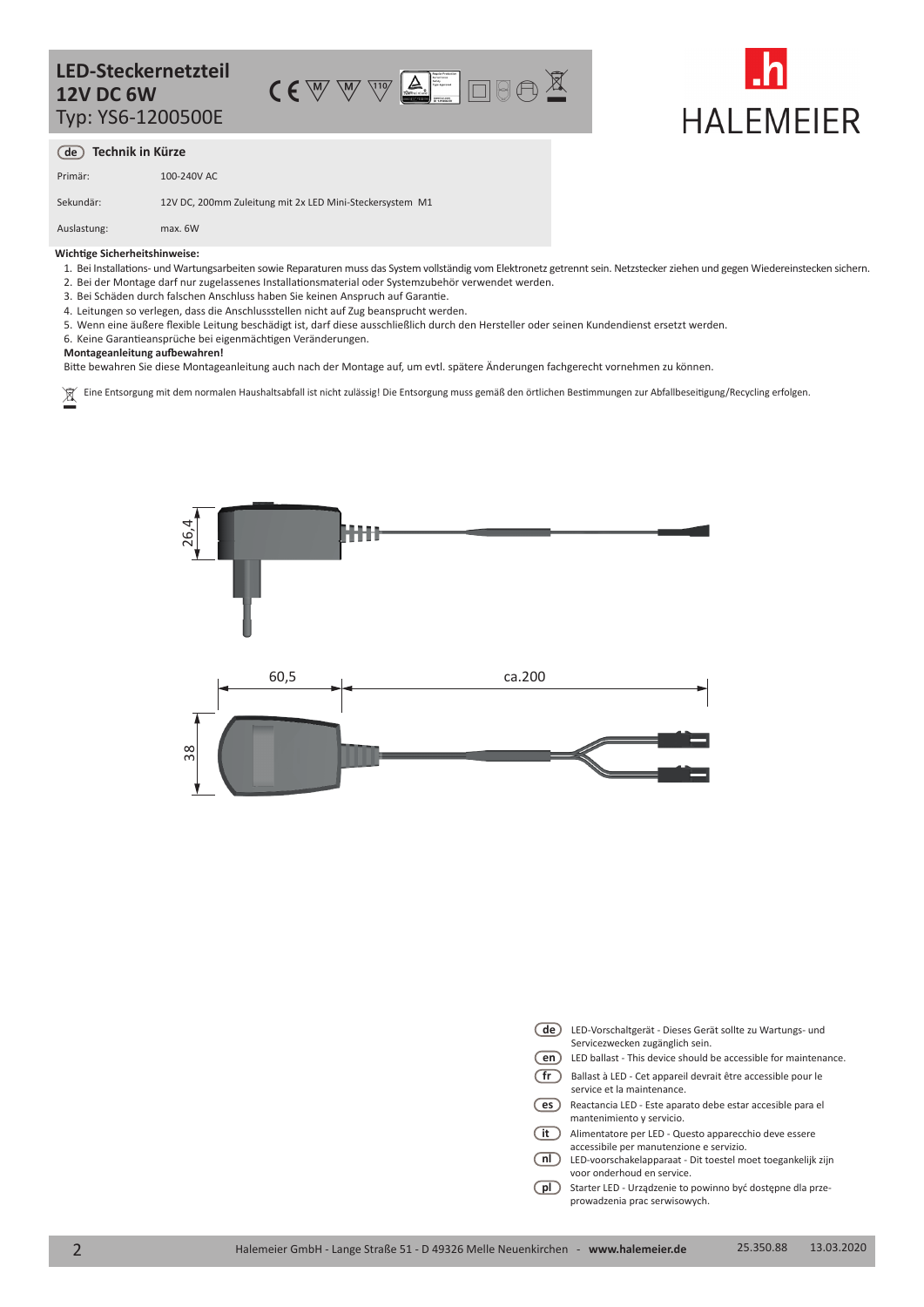# LED-Steckernetzteil 12V DC 6W

Typ: YS6-1200500E

HALEMEIER

## de Technik in Kürze

| | |
|---|---|
| Primär: | 100-240V AC |
| Sekundär: | 12V DC, 200mm Zuleitung mit 2x LED Mini-Steckersystem M1 |
| Auslastung: | max. 6W |

**Wichtige Sicherheitshinweise:**

1. Bei Installations- und Wartungsarbeiten sowie Reparaturen muss das System vollständig vom Elektronetz getrennt sein. Netzstecker ziehen und gegen Wiedereinstecken sichern.
2. Bei der Montage darf nur zugelassenes Installationsmaterial oder Systemzubehör verwendet werden.
3. Bei Schäden durch falschen Anschluss haben Sie keinen Anspruch auf Garantie.
4. Leitungen so verlegen, dass die Anschlussstellen nicht auf Zug beansprucht werden.
5. Wenn eine äußere flexible Leitung beschädigt ist, darf diese ausschließlich durch den Hersteller oder seinen Kundendienst ersetzt werden.
6. Keine Garantieansprüche bei eigenmächtigen Veränderungen.

**Montageanleitung aufbewahren!**

Bitte bewahren Sie diese Montageanleitung auch nach der Montage auf, um evtl. spätere Änderungen fachgerecht vornehmen zu können.

Eine Entsorgung mit dem normalen Haushaltsabfall ist nicht zulässig! Die Entsorgung muss gemäß den örtlichen Bestimmungen zur Abfallbeseitigung/Recycling erfolgen.

26,4

60,5

ca.200

38

- **de** LED-Vorschaltgerät - Dieses Gerät sollte zu Wartungs- und Servicezwecken zugänglich sein.
- **en** LED ballast - This device should be accessible for maintenance.
- **fr** Ballast à LED - Cet appareil devrait être accessible pour le service et la maintenance.
- **es** Reactancia LED - Este aparato debe estar accesible para el mantenimiento y servicio.
- **it** Alimentatore per LED - Questo apparecchio deve essere accessibile per manutenzione e servizio.
- **nl** LED-voorschakelapparaat - Dit toestel moet toegankelijk zijn voor onderhoud en service.
- **pl** Starter LED - Urządzenie to powinno być dostępne dla przeprowadzenia prac serwisowych.

Halemeier GmbH - Lange Straße 51 - D 49326 Melle Neuenkirchen - **www.halemeier.de** 25.350.88 13.03.2020